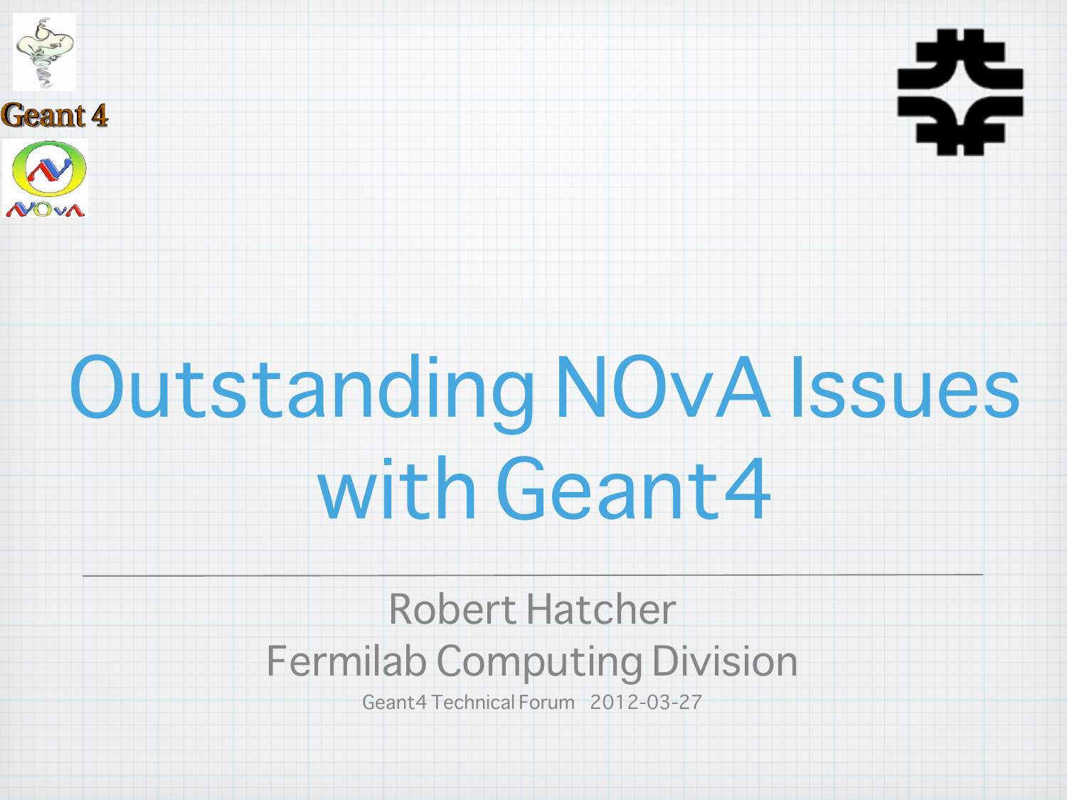# Outstanding NOvA Issues with Geant4

Robert Hatcher

Fermilab Computing Division

Geant4 Technical Forum 2012-03-27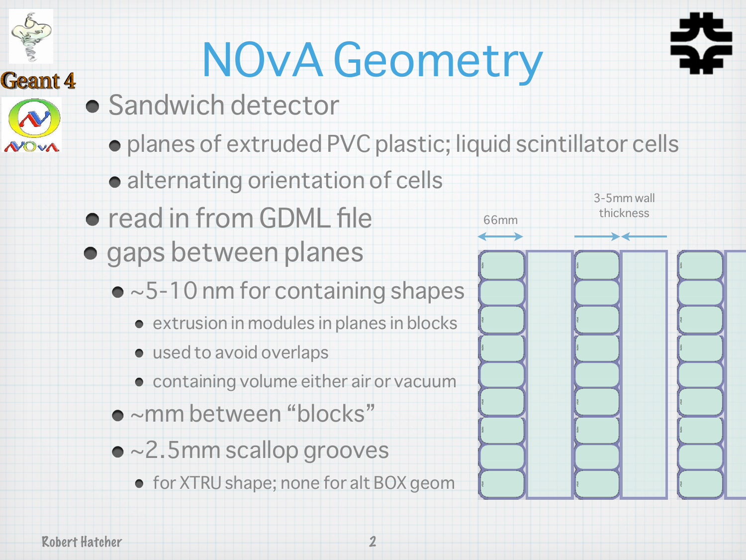# NOvA Geometry

- Sandwich detector
  - planes of extruded PVC plastic; liquid scintillator cells
  - alternating orientation of cells
- read in from GDML file
- gaps between planes
  - ~5-10 nm for containing shapes
    - extrusion in modules in planes in blocks
    - used to avoid overlaps
    - containing volume either air or vacuum
  - ~mm between “blocks”
  - ~2.5mm scallop grooves
    - for XTRU shape; none for alt BOX geom

66mm

3-5mm wall thickness

Robert Hatcher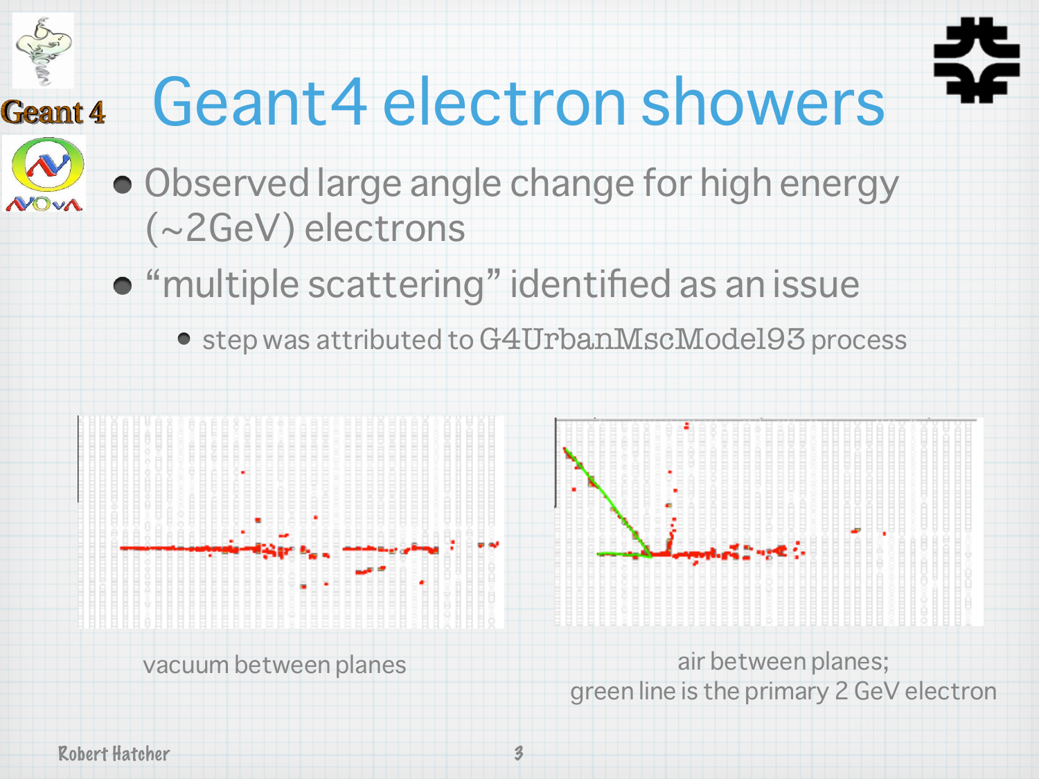# Geant4 electron showers

- Observed large angle change for high energy (~2GeV) electrons
- "multiple scattering" identified as an issue
  - step was attributed to G4UrbanMscModel93 process

vacuum between planes

air between planes;
green line is the primary 2 GeV electron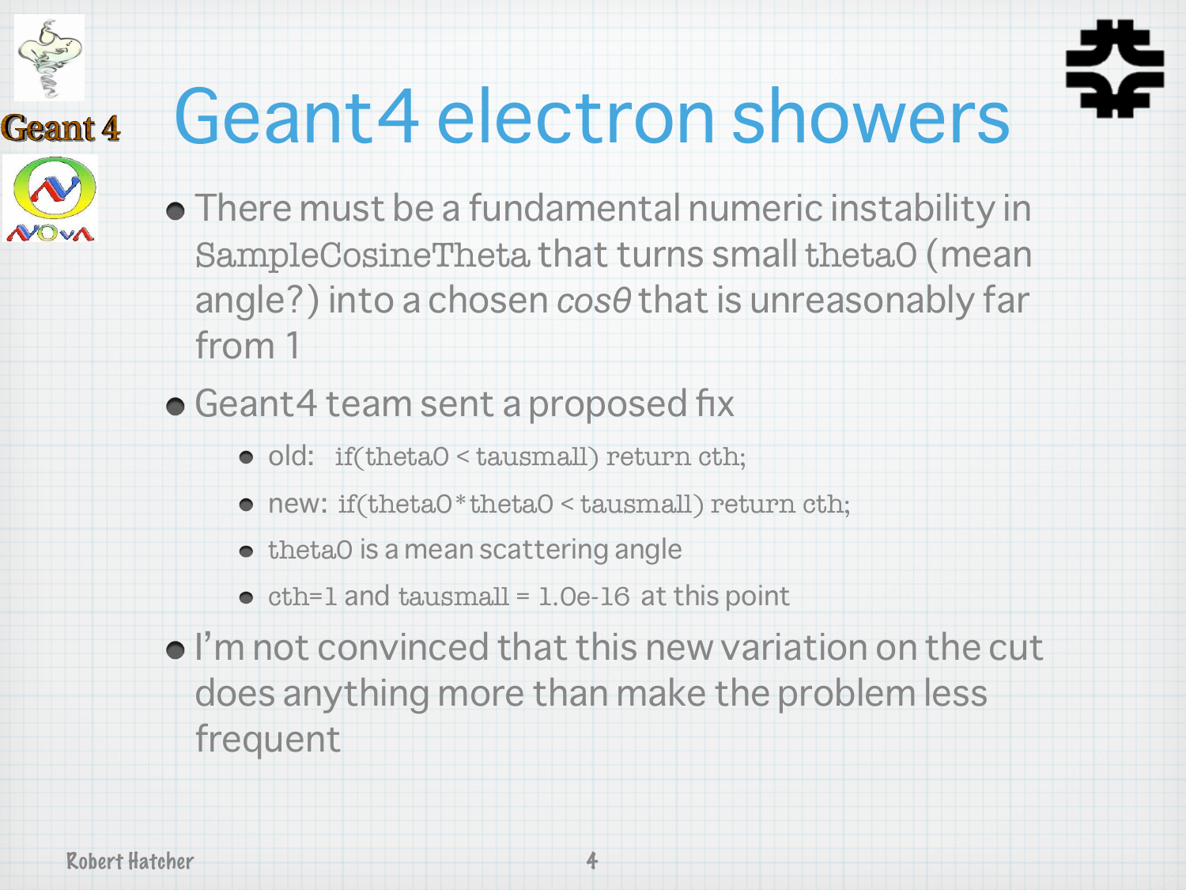# Geant4 electron showers

- There must be a fundamental numeric instability in `SampleCosineTheta` that turns small `theta0` (mean angle?) into a chosen *cosθ* that is unreasonably far from 1
- Geant4 team sent a proposed fix
  - old: `if(theta0 < tausmall) return cth;`
  - new: `if(theta0*theta0 < tausmall) return cth;`
  - `theta0` is a mean scattering angle
  - `cth=1` and `tausmall = 1.0e-16` at this point
- I'm not convinced that this new variation on the cut does anything more than make the problem less frequent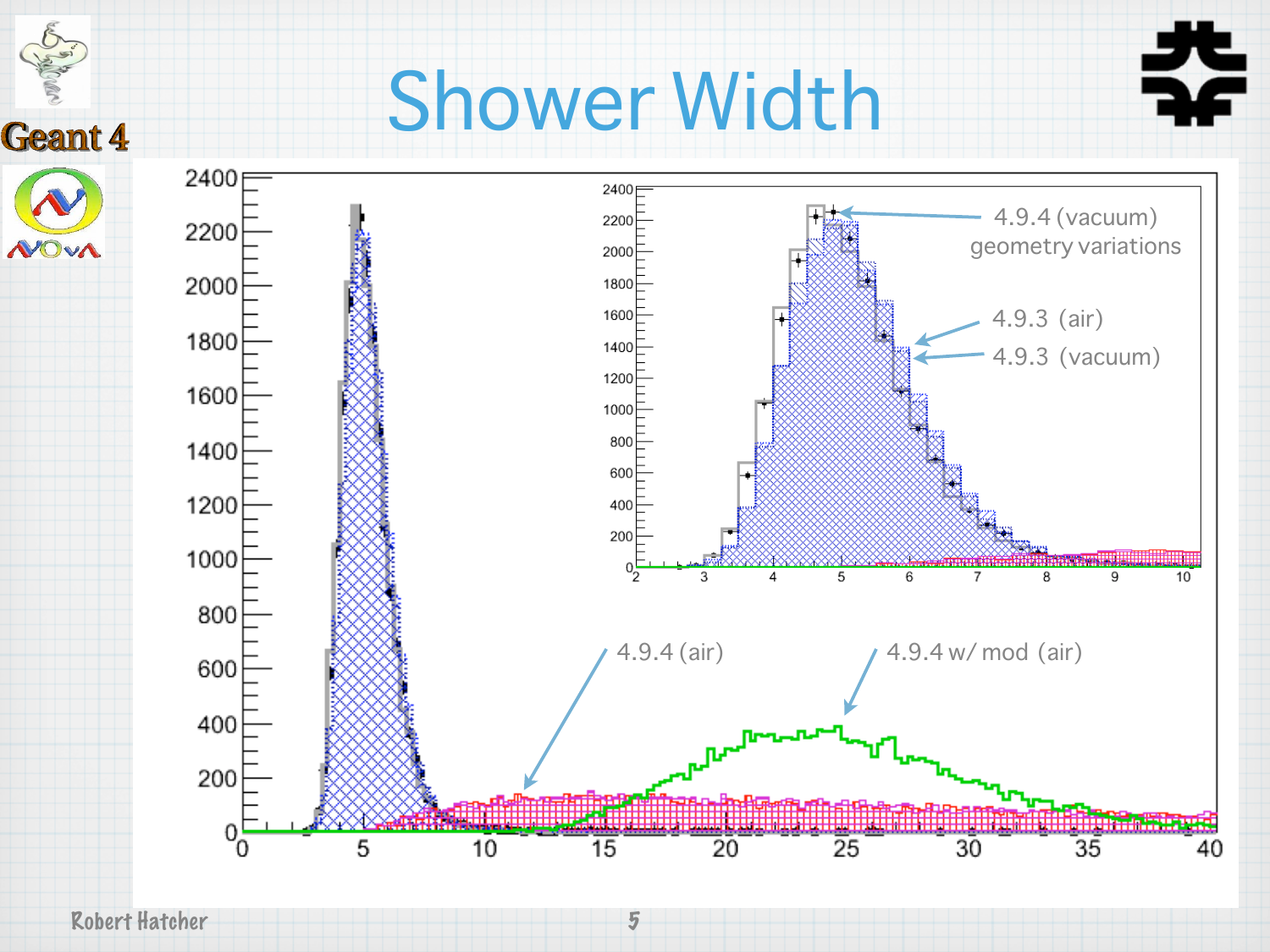# Shower Width

4.9.4 (vacuum) geometry variations

4.9.3 (air)

4.9.3 (vacuum)

4.9.4 (air)

4.9.4 w/ mod (air)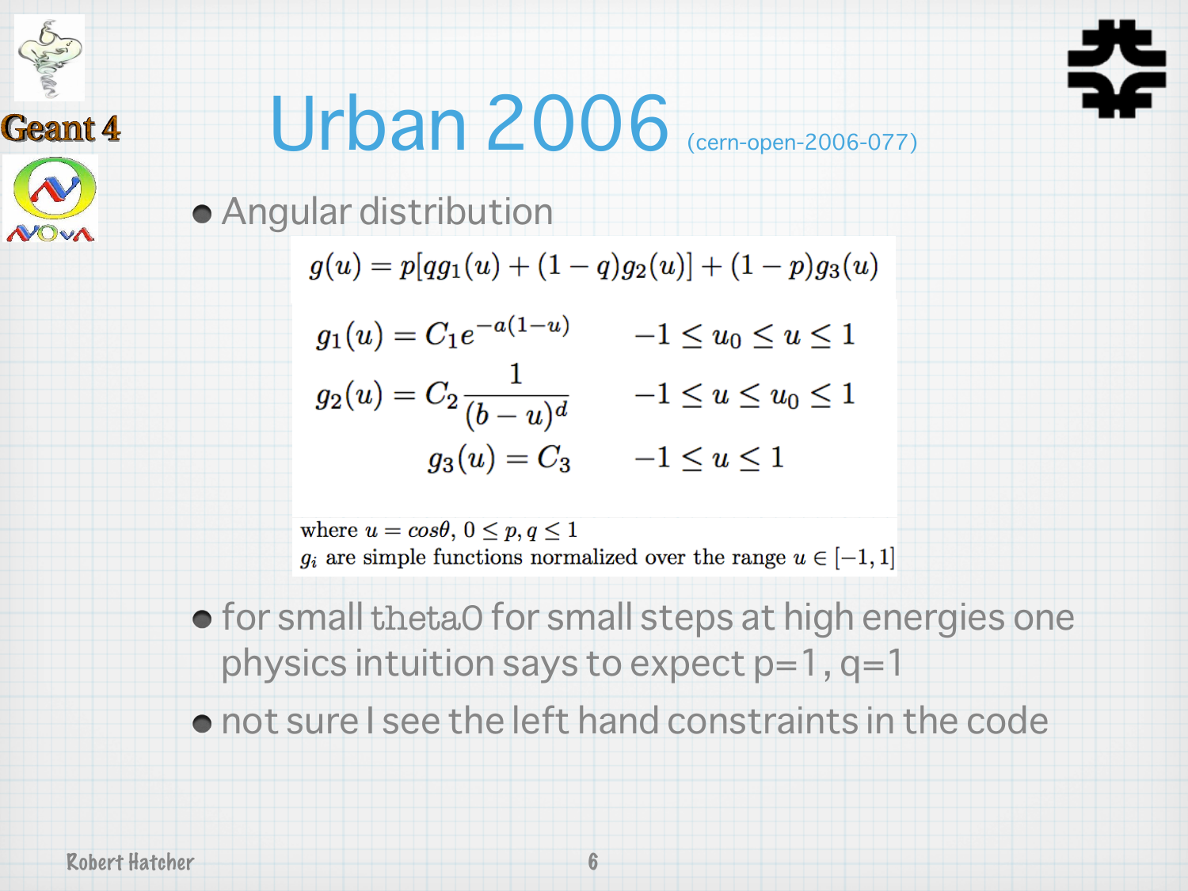# Urban 2006 (cern-open-2006-077)

- Angular distribution

$$g(u) = p[qg_1(u) + (1-q)g_2(u)] + (1-p)g_3(u)$$

$$g_1(u) = C_1 e^{-a(1-u)} \qquad -1 \leq u_0 \leq u \leq 1$$

$$g_2(u) = C_2 \frac{1}{(b-u)^d} \qquad -1 \leq u \leq u_0 \leq 1$$

$$g_3(u) = C_3 \qquad -1 \leq u \leq 1$$

where $u = cos\theta$, $0 \leq p, q \leq 1$
$g_i$ are simple functions normalized over the range $u \in [-1, 1]$

- for small theta0 for small steps at high energies one physics intuition says to expect p=1, q=1
- not sure I see the left hand constraints in the code